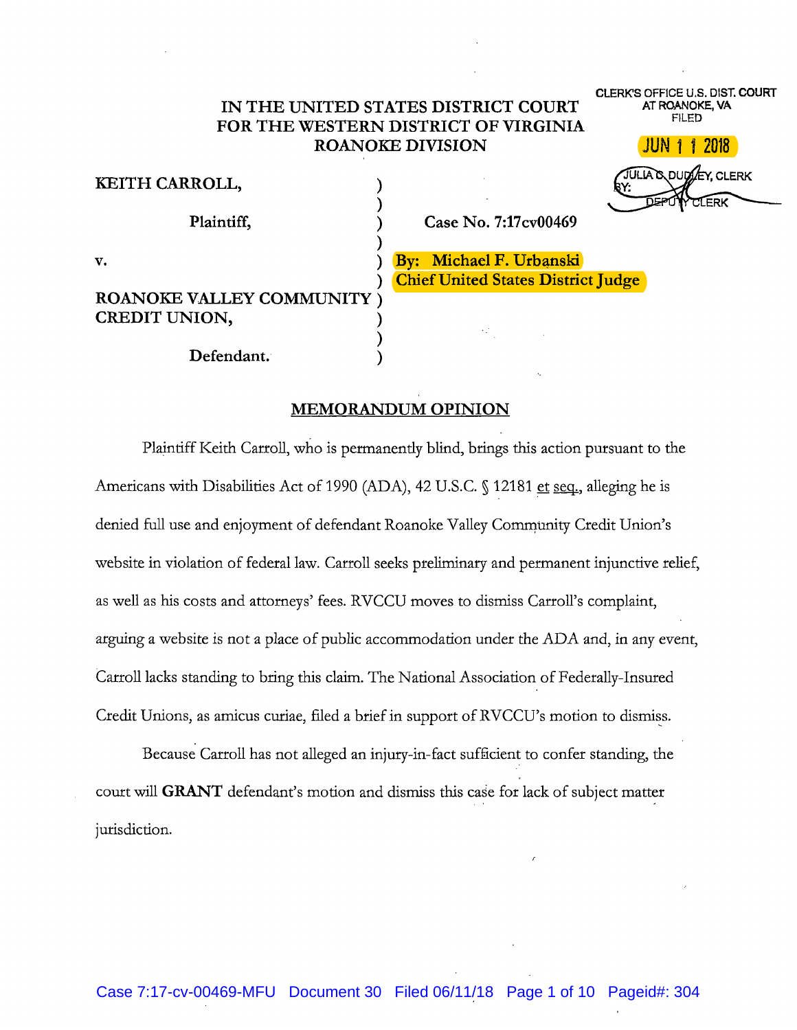IN THE UNITED STATES DISTRICT COURT
FOR THE WESTERN DISTRICT OF VIRGINIA
ROANOKE DIVISION

CLERK'S OFFICE U.S. DIST. COURT
AT ROANOKE, VA
FILED
JUN 11 2018
JULIA C. DUDLEY, CLERK
BY:
DEPUTY CLERK

KEITH CARROLL,

Plaintiff,

v.

ROANOKE VALLEY COMMUNITY CREDIT UNION,

Defendant.

Case No. 7:17cv00469

By: Michael F. Urbanski
Chief United States District Judge

## MEMORANDUM OPINION

Plaintiff Keith Carroll, who is permanently blind, brings this action pursuant to the Americans with Disabilities Act of 1990 (ADA), 42 U.S.C. § 12181 et seq., alleging he is denied full use and enjoyment of defendant Roanoke Valley Community Credit Union's website in violation of federal law. Carroll seeks preliminary and permanent injunctive relief, as well as his costs and attorneys' fees. RVCCU moves to dismiss Carroll's complaint, arguing a website is not a place of public accommodation under the ADA and, in any event, Carroll lacks standing to bring this claim. The National Association of Federally-Insured Credit Unions, as amicus curiae, filed a brief in support of RVCCU's motion to dismiss.

Because Carroll has not alleged an injury-in-fact sufficient to confer standing, the court will **GRANT** defendant's motion and dismiss this case for lack of subject matter jurisdiction.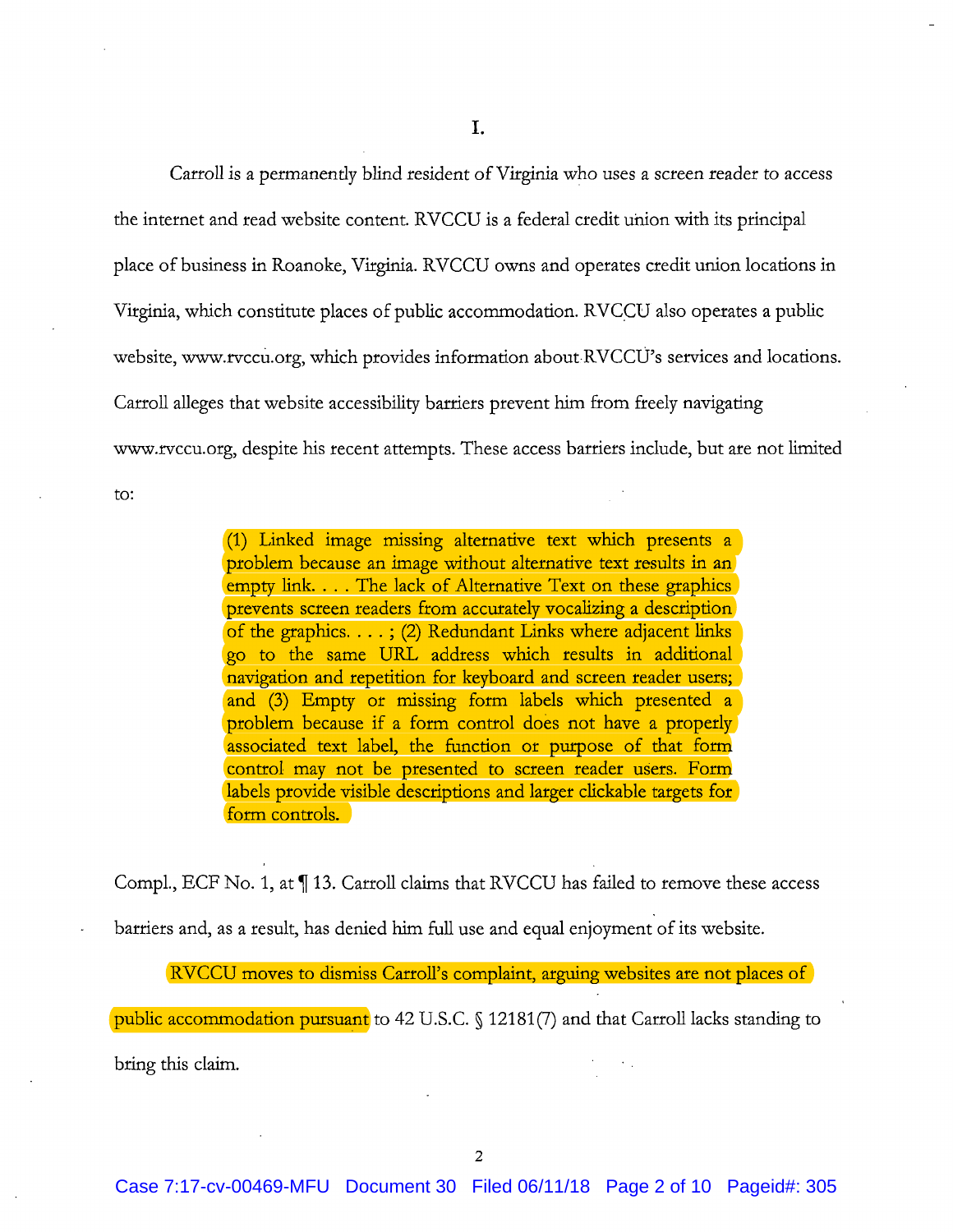# I.

Carroll is a permanently blind resident of Virginia who uses a screen reader to access the internet and read website content. RVCCU is a federal credit union with its principal place of business in Roanoke, Virginia. RVCCU owns and operates credit union locations in Virginia, which constitute places of public accommodation. RVCCU also operates a public website, www.rvccu.org, which provides information about RVCCU's services and locations. Carroll alleges that website accessibility barriers prevent him from freely navigating www.rvccu.org, despite his recent attempts. These access barriers include, but are not limited to:

> (1) Linked image missing alternative text which presents a problem because an image without alternative text results in an empty link. . . . The lack of Alternative Text on these graphics prevents screen readers from accurately vocalizing a description of the graphics. . . . ; (2) Redundant Links where adjacent links go to the same URL address which results in additional navigation and repetition for keyboard and screen reader users; and (3) Empty or missing form labels which presented a problem because if a form control does not have a properly associated text label, the function or purpose of that form control may not be presented to screen reader users. Form labels provide visible descriptions and larger clickable targets for form controls.

Compl., ECF No. 1, at ¶ 13. Carroll claims that RVCCU has failed to remove these access barriers and, as a result, has denied him full use and equal enjoyment of its website.

RVCCU moves to dismiss Carroll's complaint, arguing websites are not places of public accommodation pursuant to 42 U.S.C. § 12181(7) and that Carroll lacks standing to bring this claim.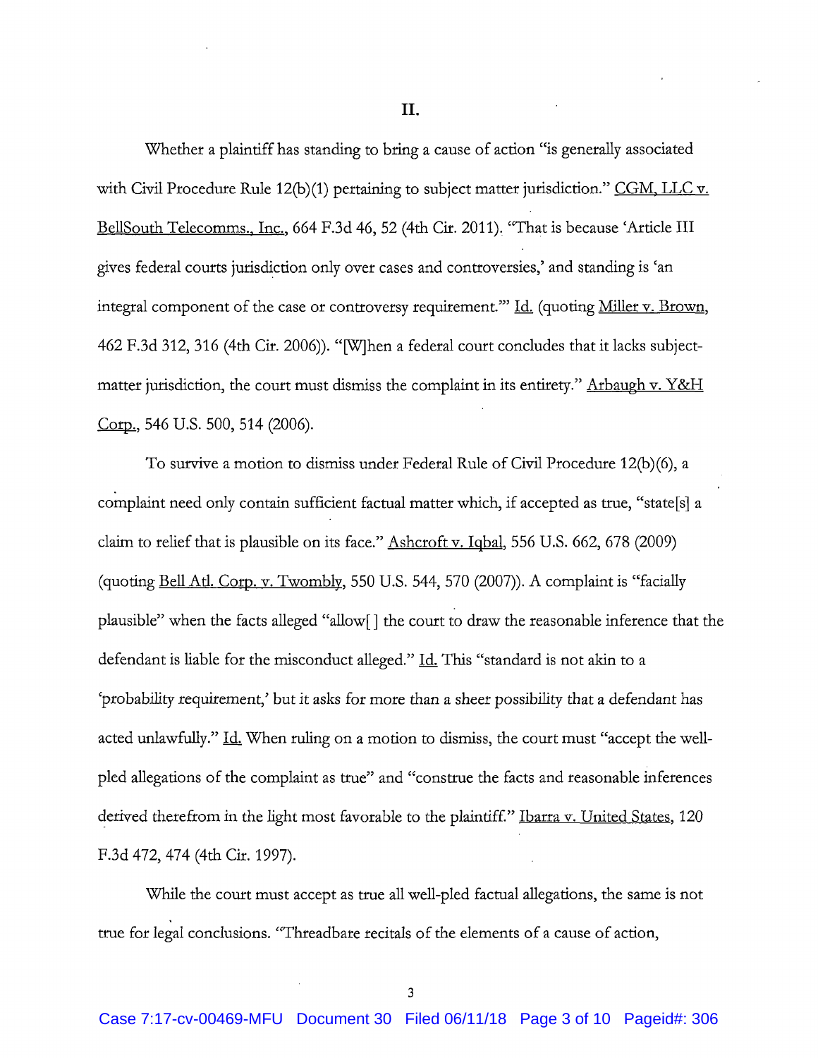## II.

Whether a plaintiff has standing to bring a cause of action "is generally associated with Civil Procedure Rule 12(b)(1) pertaining to subject matter jurisdiction." CGM, LLC v. BellSouth Telecomms., Inc., 664 F.3d 46, 52 (4th Cir. 2011). "That is because 'Article III gives federal courts jurisdiction only over cases and controversies,' and standing is 'an integral component of the case or controversy requirement.'" Id. (quoting Miller v. Brown, 462 F.3d 312, 316 (4th Cir. 2006)). "[W]hen a federal court concludes that it lacks subject-matter jurisdiction, the court must dismiss the complaint in its entirety." Arbaugh v. Y&H Corp., 546 U.S. 500, 514 (2006).

To survive a motion to dismiss under Federal Rule of Civil Procedure 12(b)(6), a complaint need only contain sufficient factual matter which, if accepted as true, "state[s] a claim to relief that is plausible on its face." Ashcroft v. Iqbal, 556 U.S. 662, 678 (2009) (quoting Bell Atl. Corp. v. Twombly, 550 U.S. 544, 570 (2007)). A complaint is "facially plausible" when the facts alleged "allow[ ] the court to draw the reasonable inference that the defendant is liable for the misconduct alleged." Id. This "standard is not akin to a 'probability requirement,' but it asks for more than a sheer possibility that a defendant has acted unlawfully." Id. When ruling on a motion to dismiss, the court must "accept the well-pled allegations of the complaint as true" and "construe the facts and reasonable inferences derived therefrom in the light most favorable to the plaintiff." Ibarra v. United States, 120 F.3d 472, 474 (4th Cir. 1997).

While the court must accept as true all well-pled factual allegations, the same is not true for legal conclusions. "Threadbare recitals of the elements of a cause of action,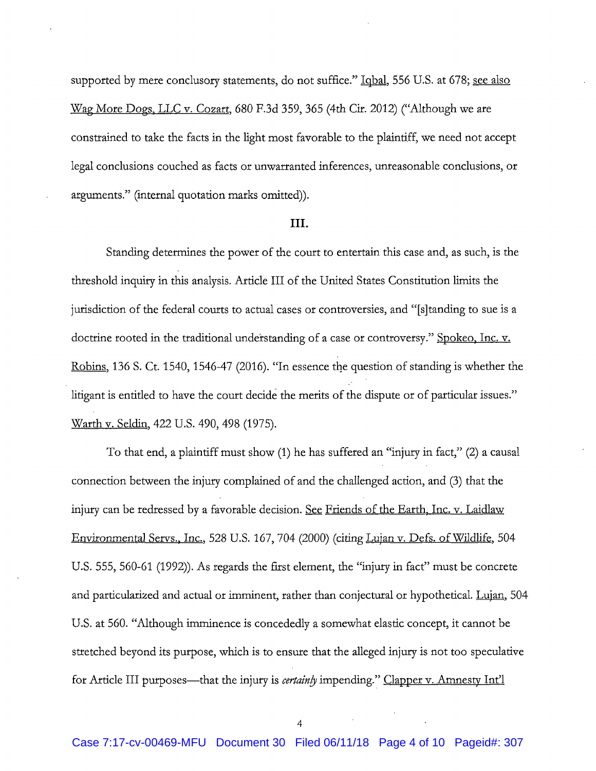supported by mere conclusory statements, do not suffice." Iqbal, 556 U.S. at 678; see also Wag More Dogs, LLC v. Cozart, 680 F.3d 359, 365 (4th Cir. 2012) ("Although we are constrained to take the facts in the light most favorable to the plaintiff, we need not accept legal conclusions couched as facts or unwarranted inferences, unreasonable conclusions, or arguments." (internal quotation marks omitted)).

## III.

Standing determines the power of the court to entertain this case and, as such, is the threshold inquiry in this analysis. Article III of the United States Constitution limits the jurisdiction of the federal courts to actual cases or controversies, and "[s]tanding to sue is a doctrine rooted in the traditional understanding of a case or controversy." Spokeo, Inc. v. Robins, 136 S. Ct. 1540, 1546-47 (2016). "In essence the question of standing is whether the litigant is entitled to have the court decide the merits of the dispute or of particular issues." Warth v. Seldin, 422 U.S. 490, 498 (1975).

To that end, a plaintiff must show (1) he has suffered an "injury in fact," (2) a causal connection between the injury complained of and the challenged action, and (3) that the injury can be redressed by a favorable decision. See Friends of the Earth, Inc. v. Laidlaw Environmental Servs., Inc., 528 U.S. 167, 704 (2000) (citing Lujan v. Defs. of Wildlife, 504 U.S. 555, 560-61 (1992)). As regards the first element, the "injury in fact" must be concrete and particularized and actual or imminent, rather than conjectural or hypothetical. Lujan, 504 U.S. at 560. "Although imminence is concededly a somewhat elastic concept, it cannot be stretched beyond its purpose, which is to ensure that the alleged injury is not too speculative for Article III purposes—that the injury is *certainly* impending." Clapper v. Amnesty Int'l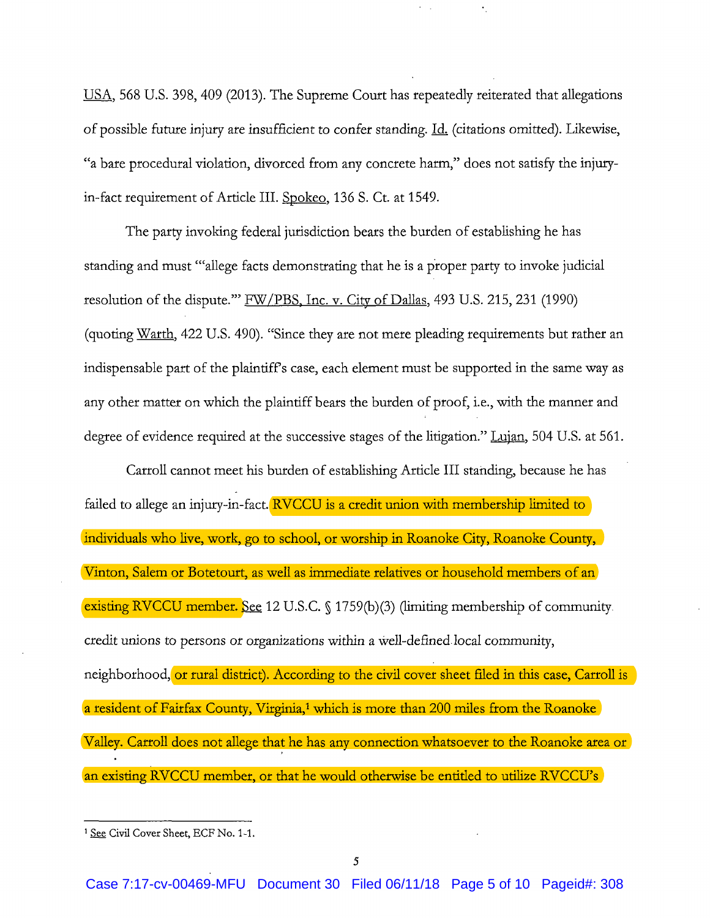USA, 568 U.S. 398, 409 (2013). The Supreme Court has repeatedly reiterated that allegations of possible future injury are insufficient to confer standing. Id. (citations omitted). Likewise, "a bare procedural violation, divorced from any concrete harm," does not satisfy the injury-in-fact requirement of Article III. Spokeo, 136 S. Ct. at 1549.

The party invoking federal jurisdiction bears the burden of establishing he has standing and must "'allege facts demonstrating that he is a proper party to invoke judicial resolution of the dispute.'" FW/PBS, Inc. v. City of Dallas, 493 U.S. 215, 231 (1990) (quoting Warth, 422 U.S. 490). "Since they are not mere pleading requirements but rather an indispensable part of the plaintiff's case, each element must be supported in the same way as any other matter on which the plaintiff bears the burden of proof, i.e., with the manner and degree of evidence required at the successive stages of the litigation." Lujan, 504 U.S. at 561.

Carroll cannot meet his burden of establishing Article III standing, because he has failed to allege an injury-in-fact. RVCCU is a credit union with membership limited to individuals who live, work, go to school, or worship in Roanoke City, Roanoke County, Vinton, Salem or Botetourt, as well as immediate relatives or household members of an existing RVCCU member. See 12 U.S.C. § 1759(b)(3) (limiting membership of community credit unions to persons or organizations within a well-defined local community, neighborhood, or rural district). According to the civil cover sheet filed in this case, Carroll is a resident of Fairfax County, Virginia,[1] which is more than 200 miles from the Roanoke Valley. Carroll does not allege that he has any connection whatsoever to the Roanoke area or an existing RVCCU member, or that he would otherwise be entitled to utilize RVCCU's

[1] See Civil Cover Sheet, ECF No. 1-1.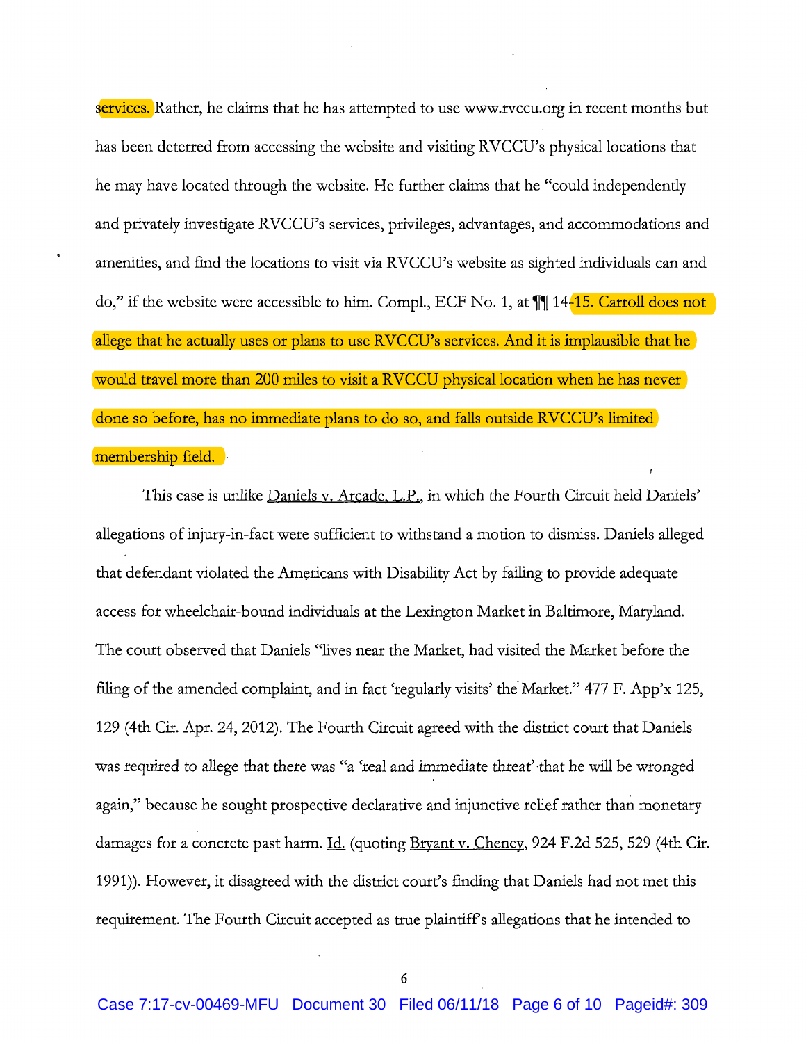services. Rather, he claims that he has attempted to use www.rvccu.org in recent months but has been deterred from accessing the website and visiting RVCCU's physical locations that he may have located through the website. He further claims that he "could independently and privately investigate RVCCU's services, privileges, advantages, and accommodations and amenities, and find the locations to visit via RVCCU's website as sighted individuals can and do," if the website were accessible to him. Compl., ECF No. 1, at ¶¶ 14-15. Carroll does not allege that he actually uses or plans to use RVCCU's services. And it is implausible that he would travel more than 200 miles to visit a RVCCU physical location when he has never done so before, has no immediate plans to do so, and falls outside RVCCU's limited membership field.

This case is unlike Daniels v. Arcade, L.P., in which the Fourth Circuit held Daniels' allegations of injury-in-fact were sufficient to withstand a motion to dismiss. Daniels alleged that defendant violated the Americans with Disability Act by failing to provide adequate access for wheelchair-bound individuals at the Lexington Market in Baltimore, Maryland. The court observed that Daniels "lives near the Market, had visited the Market before the filing of the amended complaint, and in fact 'regularly visits' the Market." 477 F. App'x 125, 129 (4th Cir. Apr. 24, 2012). The Fourth Circuit agreed with the district court that Daniels was required to allege that there was "a 'real and immediate threat' that he will be wronged again," because he sought prospective declarative and injunctive relief rather than monetary damages for a concrete past harm. Id. (quoting Bryant v. Cheney, 924 F.2d 525, 529 (4th Cir. 1991)). However, it disagreed with the district court's finding that Daniels had not met this requirement. The Fourth Circuit accepted as true plaintiff's allegations that he intended to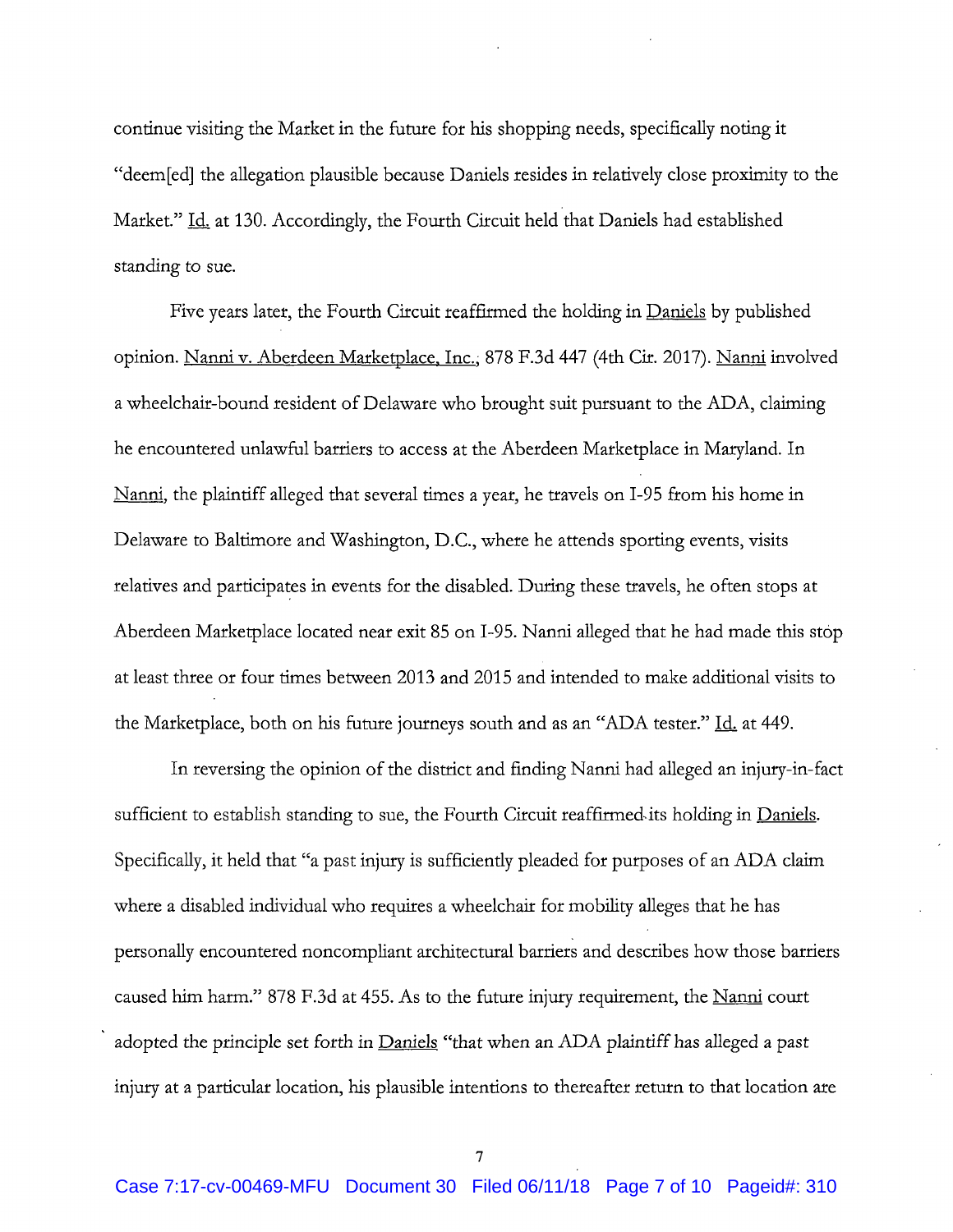continue visiting the Market in the future for his shopping needs, specifically noting it "deem[ed] the allegation plausible because Daniels resides in relatively close proximity to the Market." Id. at 130. Accordingly, the Fourth Circuit held that Daniels had established standing to sue.

Five years later, the Fourth Circuit reaffirmed the holding in Daniels by published opinion. Nanni v. Aberdeen Marketplace, Inc., 878 F.3d 447 (4th Cir. 2017). Nanni involved a wheelchair-bound resident of Delaware who brought suit pursuant to the ADA, claiming he encountered unlawful barriers to access at the Aberdeen Marketplace in Maryland. In Nanni, the plaintiff alleged that several times a year, he travels on I-95 from his home in Delaware to Baltimore and Washington, D.C., where he attends sporting events, visits relatives and participates in events for the disabled. During these travels, he often stops at Aberdeen Marketplace located near exit 85 on I-95. Nanni alleged that he had made this stop at least three or four times between 2013 and 2015 and intended to make additional visits to the Marketplace, both on his future journeys south and as an "ADA tester." Id. at 449.

In reversing the opinion of the district and finding Nanni had alleged an injury-in-fact sufficient to establish standing to sue, the Fourth Circuit reaffirmed its holding in Daniels. Specifically, it held that "a past injury is sufficiently pleaded for purposes of an ADA claim where a disabled individual who requires a wheelchair for mobility alleges that he has personally encountered noncompliant architectural barriers and describes how those barriers caused him harm." 878 F.3d at 455. As to the future injury requirement, the Nanni court adopted the principle set forth in Daniels "that when an ADA plaintiff has alleged a past injury at a particular location, his plausible intentions to thereafter return to that location are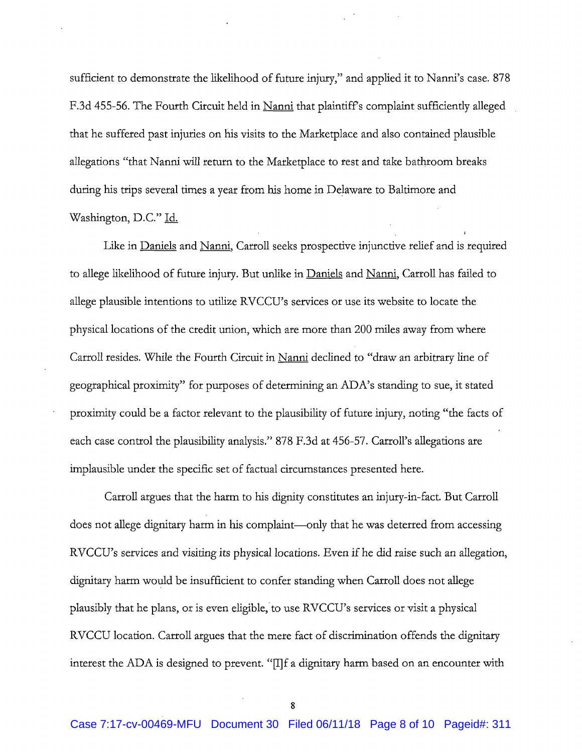sufficient to demonstrate the likelihood of future injury," and applied it to Nanni's case. 878 F.3d 455-56. The Fourth Circuit held in Nanni that plaintiff's complaint sufficiently alleged that he suffered past injuries on his visits to the Marketplace and also contained plausible allegations "that Nanni will return to the Marketplace to rest and take bathroom breaks during his trips several times a year from his home in Delaware to Baltimore and Washington, D.C." Id.

Like in Daniels and Nanni, Carroll seeks prospective injunctive relief and is required to allege likelihood of future injury. But unlike in Daniels and Nanni, Carroll has failed to allege plausible intentions to utilize RVCCU's services or use its website to locate the physical locations of the credit union, which are more than 200 miles away from where Carroll resides. While the Fourth Circuit in Nanni declined to "draw an arbitrary line of geographical proximity" for purposes of determining an ADA's standing to sue, it stated proximity could be a factor relevant to the plausibility of future injury, noting "the facts of each case control the plausibility analysis." 878 F.3d at 456-57. Carroll's allegations are implausible under the specific set of factual circumstances presented here.

Carroll argues that the harm to his dignity constitutes an injury-in-fact. But Carroll does not allege dignitary harm in his complaint—only that he was deterred from accessing RVCCU's services and visiting its physical locations. Even if he did raise such an allegation, dignitary harm would be insufficient to confer standing when Carroll does not allege plausibly that he plans, or is even eligible, to use RVCCU's services or visit a physical RVCCU location. Carroll argues that the mere fact of discrimination offends the dignitary interest the ADA is designed to prevent. "[I]f a dignitary harm based on an encounter with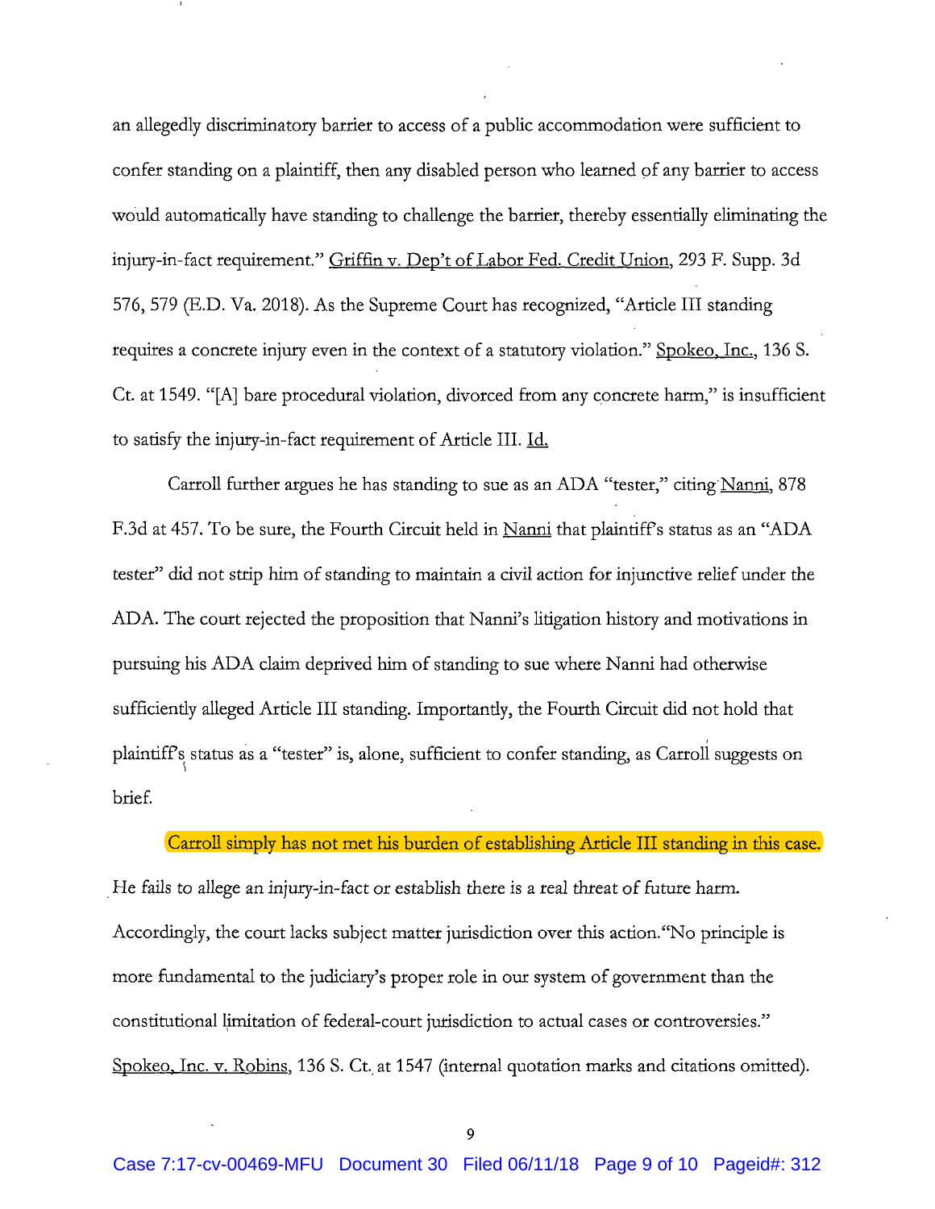an allegedly discriminatory barrier to access of a public accommodation were sufficient to confer standing on a plaintiff, then any disabled person who learned of any barrier to access would automatically have standing to challenge the barrier, thereby essentially eliminating the injury-in-fact requirement." Griffin v. Dep't of Labor Fed. Credit Union, 293 F. Supp. 3d 576, 579 (E.D. Va. 2018). As the Supreme Court has recognized, "Article III standing requires a concrete injury even in the context of a statutory violation." Spokeo, Inc., 136 S. Ct. at 1549. "[A] bare procedural violation, divorced from any concrete harm," is insufficient to satisfy the injury-in-fact requirement of Article III. Id.

Carroll further argues he has standing to sue as an ADA "tester," citing Nanni, 878 F.3d at 457. To be sure, the Fourth Circuit held in Nanni that plaintiff's status as an "ADA tester" did not strip him of standing to maintain a civil action for injunctive relief under the ADA. The court rejected the proposition that Nanni's litigation history and motivations in pursuing his ADA claim deprived him of standing to sue where Nanni had otherwise sufficiently alleged Article III standing. Importantly, the Fourth Circuit did not hold that plaintiff's status as a "tester" is, alone, sufficient to confer standing, as Carroll suggests on brief.

Carroll simply has not met his burden of establishing Article III standing in this case. He fails to allege an injury-in-fact or establish there is a real threat of future harm. Accordingly, the court lacks subject matter jurisdiction over this action. "No principle is more fundamental to the judiciary's proper role in our system of government than the constitutional limitation of federal-court jurisdiction to actual cases or controversies." Spokeo, Inc. v. Robins, 136 S. Ct. at 1547 (internal quotation marks and citations omitted).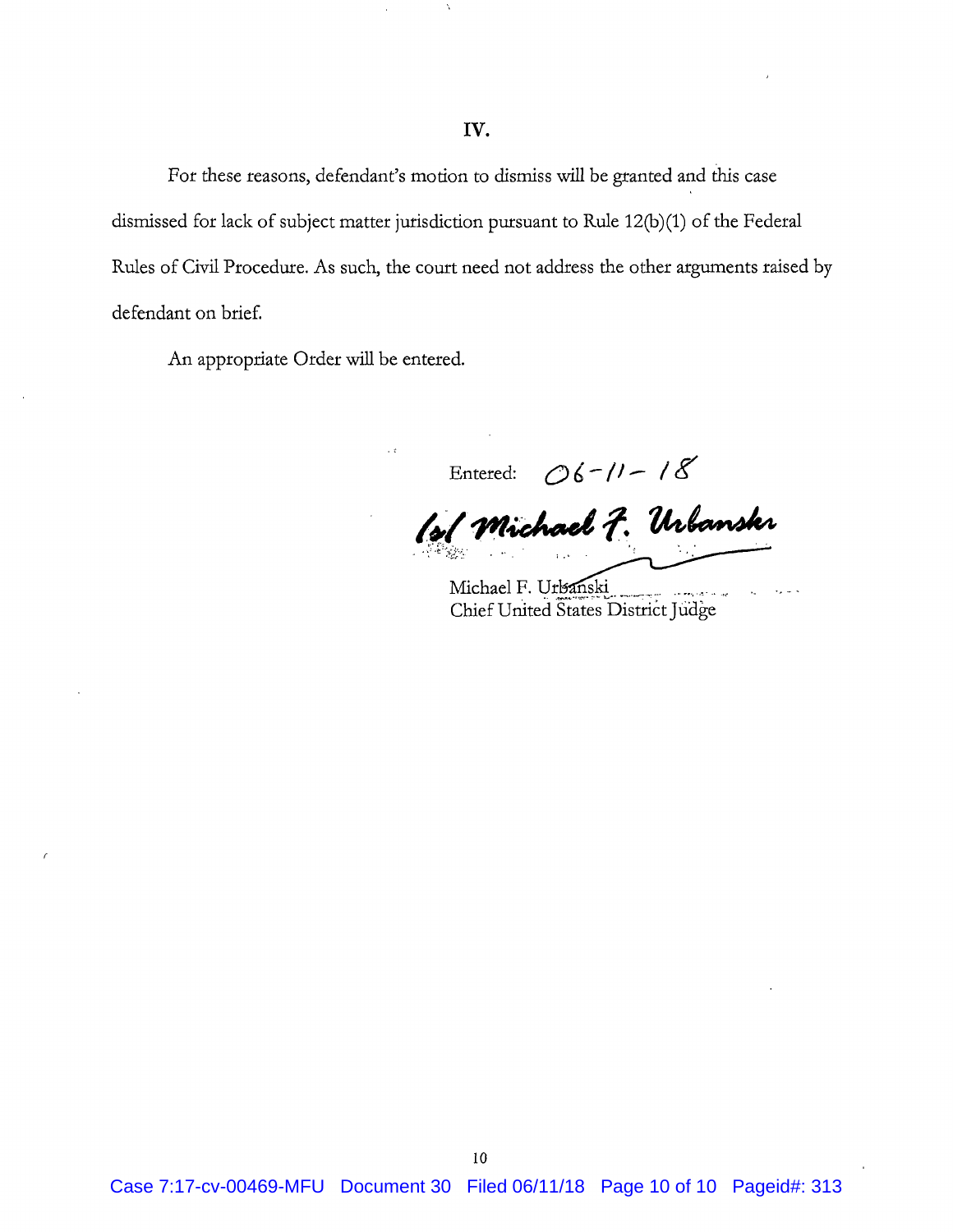## IV.

For these reasons, defendant's motion to dismiss will be granted and this case dismissed for lack of subject matter jurisdiction pursuant to Rule 12(b)(1) of the Federal Rules of Civil Procedure. As such, the court need not address the other arguments raised by defendant on brief.

An appropriate Order will be entered.

Entered: 06-11-18

/s/ Michael F. Urbanski

Michael F. Urbanski
Chief United States District Judge